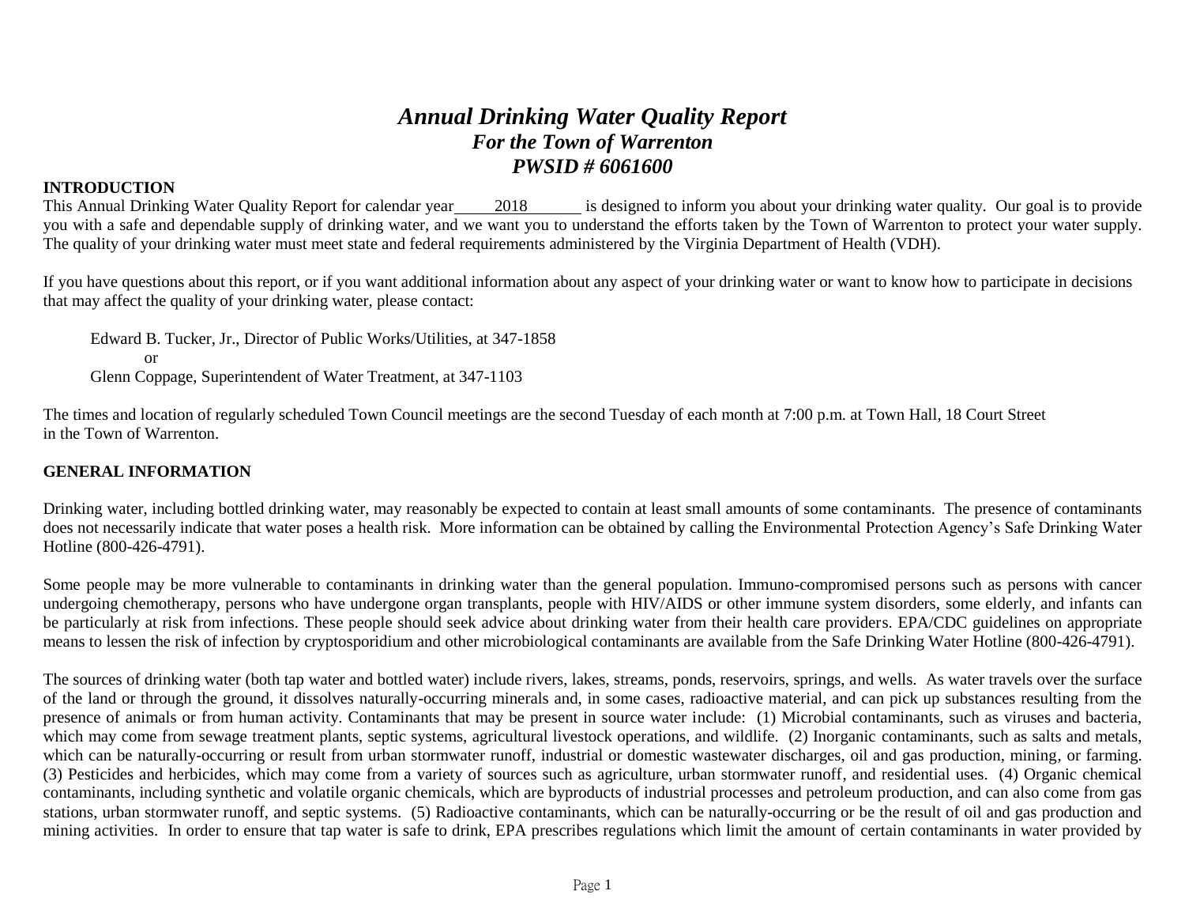# *Annual Drinking Water Quality Report*
## *For the Town of Warrenton*
## *PWSID # 6061600*

**INTRODUCTION**

This Annual Drinking Water Quality Report for calendar year 2018 is designed to inform you about your drinking water quality. Our goal is to provide you with a safe and dependable supply of drinking water, and we want you to understand the efforts taken by the Town of Warrenton to protect your water supply. The quality of your drinking water must meet state and federal requirements administered by the Virginia Department of Health (VDH).

If you have questions about this report, or if you want additional information about any aspect of your drinking water or want to know how to participate in decisions that may affect the quality of your drinking water, please contact:

Edward B. Tucker, Jr., Director of Public Works/Utilities, at 347-1858
or
Glenn Coppage, Superintendent of Water Treatment, at 347-1103

The times and location of regularly scheduled Town Council meetings are the second Tuesday of each month at 7:00 p.m. at Town Hall, 18 Court Street in the Town of Warrenton.

**GENERAL INFORMATION**

Drinking water, including bottled drinking water, may reasonably be expected to contain at least small amounts of some contaminants. The presence of contaminants does not necessarily indicate that water poses a health risk. More information can be obtained by calling the Environmental Protection Agency's Safe Drinking Water Hotline (800-426-4791).

Some people may be more vulnerable to contaminants in drinking water than the general population. Immuno-compromised persons such as persons with cancer undergoing chemotherapy, persons who have undergone organ transplants, people with HIV/AIDS or other immune system disorders, some elderly, and infants can be particularly at risk from infections. These people should seek advice about drinking water from their health care providers. EPA/CDC guidelines on appropriate means to lessen the risk of infection by cryptosporidium and other microbiological contaminants are available from the Safe Drinking Water Hotline (800-426-4791).

The sources of drinking water (both tap water and bottled water) include rivers, lakes, streams, ponds, reservoirs, springs, and wells. As water travels over the surface of the land or through the ground, it dissolves naturally-occurring minerals and, in some cases, radioactive material, and can pick up substances resulting from the presence of animals or from human activity. Contaminants that may be present in source water include: (1) Microbial contaminants, such as viruses and bacteria, which may come from sewage treatment plants, septic systems, agricultural livestock operations, and wildlife. (2) Inorganic contaminants, such as salts and metals, which can be naturally-occurring or result from urban stormwater runoff, industrial or domestic wastewater discharges, oil and gas production, mining, or farming. (3) Pesticides and herbicides, which may come from a variety of sources such as agriculture, urban stormwater runoff, and residential uses. (4) Organic chemical contaminants, including synthetic and volatile organic chemicals, which are byproducts of industrial processes and petroleum production, and can also come from gas stations, urban stormwater runoff, and septic systems. (5) Radioactive contaminants, which can be naturally-occurring or be the result of oil and gas production and mining activities. In order to ensure that tap water is safe to drink, EPA prescribes regulations which limit the amount of certain contaminants in water provided by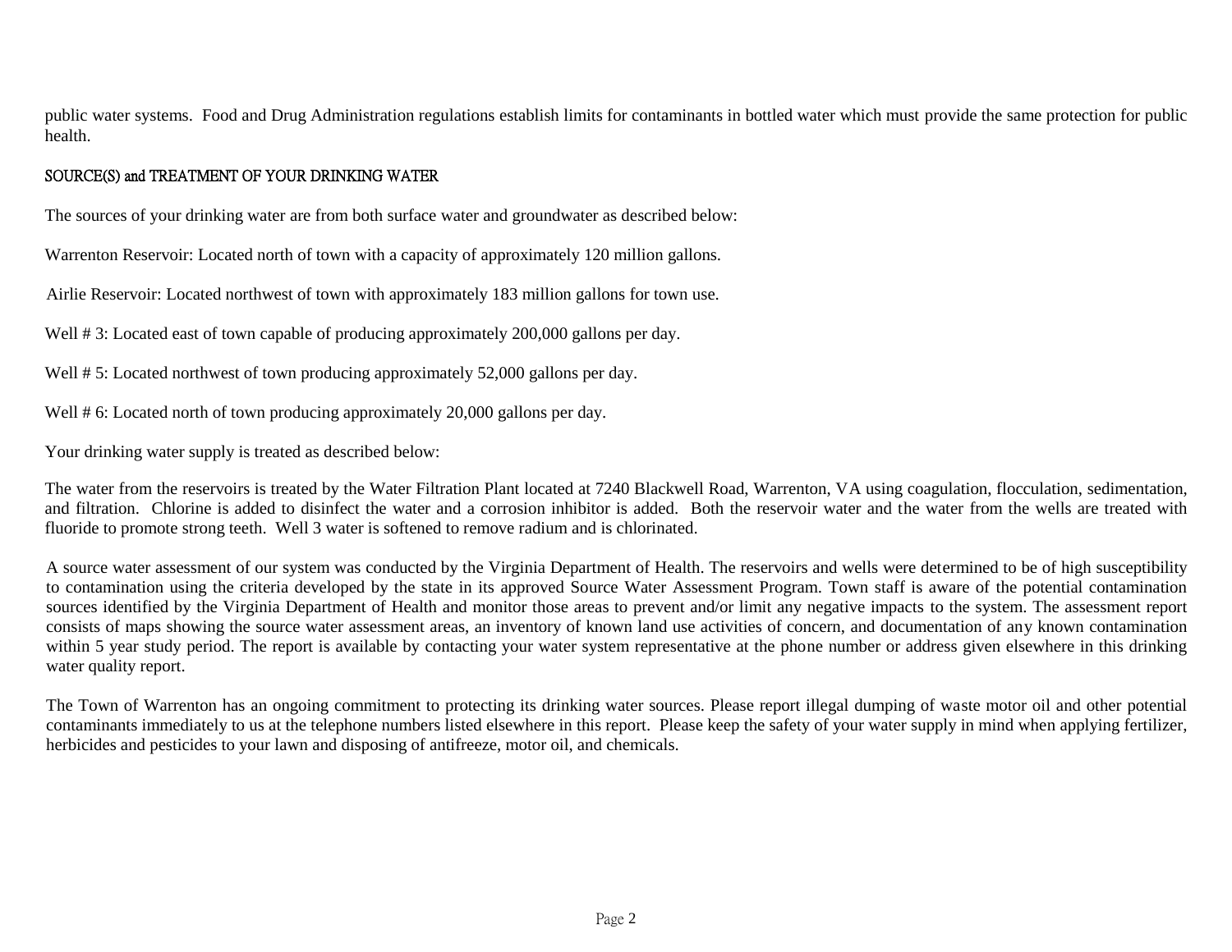public water systems. Food and Drug Administration regulations establish limits for contaminants in bottled water which must provide the same protection for public health.

## SOURCE(S) and TREATMENT OF YOUR DRINKING WATER

The sources of your drinking water are from both surface water and groundwater as described below:

Warrenton Reservoir: Located north of town with a capacity of approximately 120 million gallons.

Airlie Reservoir: Located northwest of town with approximately 183 million gallons for town use.

Well # 3: Located east of town capable of producing approximately 200,000 gallons per day.

Well # 5: Located northwest of town producing approximately 52,000 gallons per day.

Well # 6: Located north of town producing approximately 20,000 gallons per day.

Your drinking water supply is treated as described below:

The water from the reservoirs is treated by the Water Filtration Plant located at 7240 Blackwell Road, Warrenton, VA using coagulation, flocculation, sedimentation, and filtration. Chlorine is added to disinfect the water and a corrosion inhibitor is added. Both the reservoir water and the water from the wells are treated with fluoride to promote strong teeth. Well 3 water is softened to remove radium and is chlorinated.

A source water assessment of our system was conducted by the Virginia Department of Health. The reservoirs and wells were determined to be of high susceptibility to contamination using the criteria developed by the state in its approved Source Water Assessment Program. Town staff is aware of the potential contamination sources identified by the Virginia Department of Health and monitor those areas to prevent and/or limit any negative impacts to the system. The assessment report consists of maps showing the source water assessment areas, an inventory of known land use activities of concern, and documentation of any known contamination within 5 year study period. The report is available by contacting your water system representative at the phone number or address given elsewhere in this drinking water quality report.

The Town of Warrenton has an ongoing commitment to protecting its drinking water sources. Please report illegal dumping of waste motor oil and other potential contaminants immediately to us at the telephone numbers listed elsewhere in this report. Please keep the safety of your water supply in mind when applying fertilizer, herbicides and pesticides to your lawn and disposing of antifreeze, motor oil, and chemicals.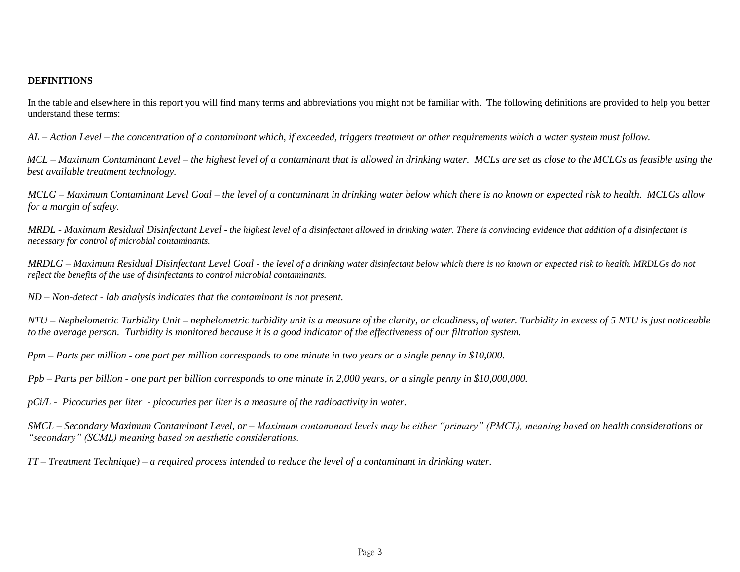**DEFINITIONS**

In the table and elsewhere in this report you will find many terms and abbreviations you might not be familiar with. The following definitions are provided to help you better understand these terms:

*AL – Action Level – the concentration of a contaminant which, if exceeded, triggers treatment or other requirements which a water system must follow.*

*MCL – Maximum Contaminant Level – the highest level of a contaminant that is allowed in drinking water. MCLs are set as close to the MCLGs as feasible using the best available treatment technology.*

*MCLG – Maximum Contaminant Level Goal – the level of a contaminant in drinking water below which there is no known or expected risk to health. MCLGs allow for a margin of safety.*

*MRDL - Maximum Residual Disinfectant Level - the highest level of a disinfectant allowed in drinking water. There is convincing evidence that addition of a disinfectant is necessary for control of microbial contaminants.*

*MRDLG – Maximum Residual Disinfectant Level Goal - the level of a drinking water disinfectant below which there is no known or expected risk to health. MRDLGs do not reflect the benefits of the use of disinfectants to control microbial contaminants.*

*ND – Non-detect - lab analysis indicates that the contaminant is not present.*

*NTU – Nephelometric Turbidity Unit – nephelometric turbidity unit is a measure of the clarity, or cloudiness, of water. Turbidity in excess of 5 NTU is just noticeable to the average person. Turbidity is monitored because it is a good indicator of the effectiveness of our filtration system.*

*Ppm – Parts per million - one part per million corresponds to one minute in two years or a single penny in $10,000.*

*Ppb – Parts per billion - one part per billion corresponds to one minute in 2,000 years, or a single penny in $10,000,000.*

*pCi/L - Picocuries per liter - picocuries per liter is a measure of the radioactivity in water.*

*SMCL – Secondary Maximum Contaminant Level, or – Maximum contaminant levels may be either "primary" (PMCL), meaning based on health considerations or "secondary" (SCML) meaning based on aesthetic considerations.*

*TT – Treatment Technique) – a required process intended to reduce the level of a contaminant in drinking water.*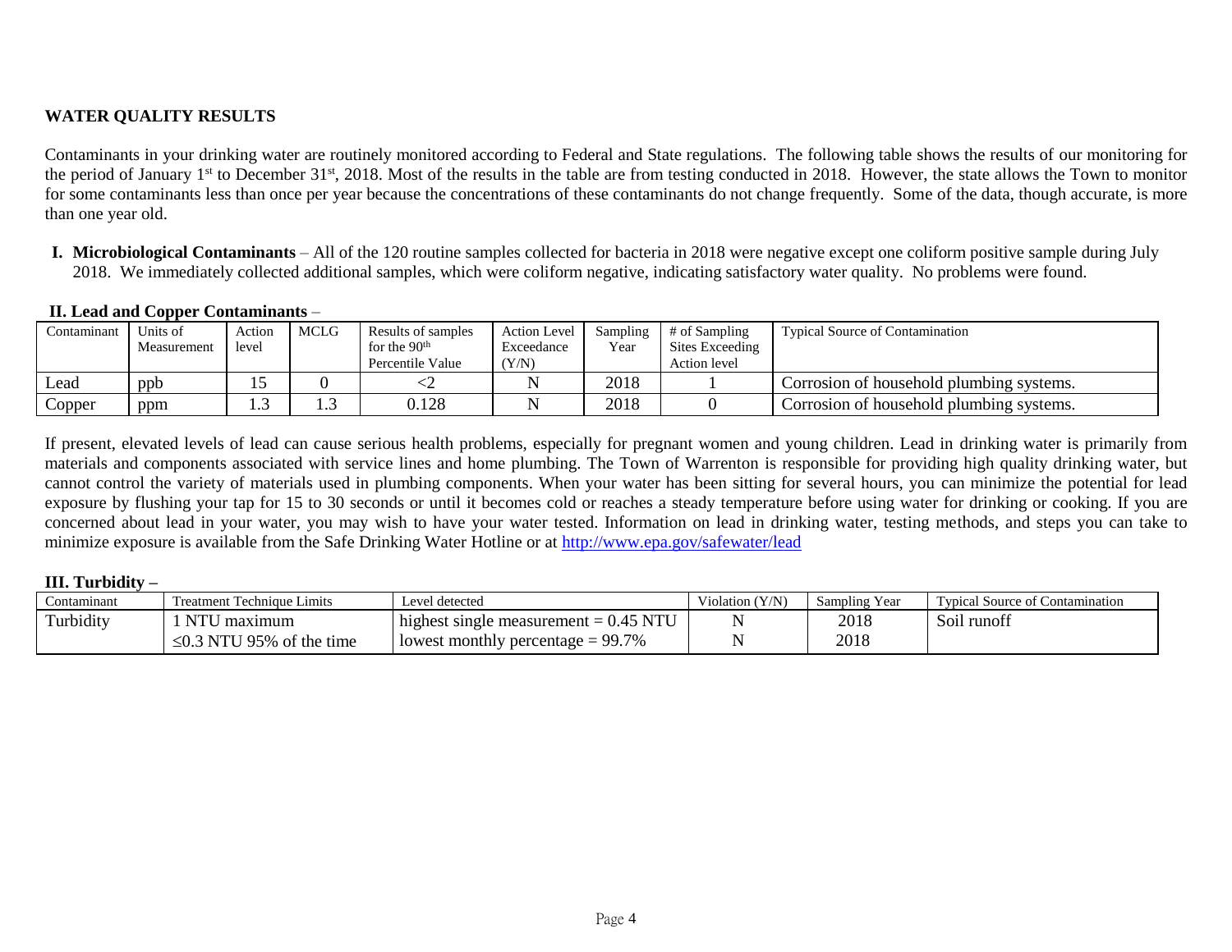## WATER QUALITY RESULTS

Contaminants in your drinking water are routinely monitored according to Federal and State regulations. The following table shows the results of our monitoring for the period of January 1st to December 31st, 2018. Most of the results in the table are from testing conducted in 2018. However, the state allows the Town to monitor for some contaminants less than once per year because the concentrations of these contaminants do not change frequently. Some of the data, though accurate, is more than one year old.

**I. Microbiological Contaminants** – All of the 120 routine samples collected for bacteria in 2018 were negative except one coliform positive sample during July 2018. We immediately collected additional samples, which were coliform negative, indicating satisfactory water quality. No problems were found.

**II. Lead and Copper Contaminants** –

| Contaminant | Units of Measurement | Action level | MCLG | Results of samples for the 90th Percentile Value | Action Level Exceedance (Y/N) | Sampling Year | # of Sampling Sites Exceeding Action level | Typical Source of Contamination |
|---|---|---|---|---|---|---|---|---|
| Lead | ppb | 15 | 0 | <2 | N | 2018 | 1 | Corrosion of household plumbing systems. |
| Copper | ppm | 1.3 | 1.3 | 0.128 | N | 2018 | 0 | Corrosion of household plumbing systems. |

If present, elevated levels of lead can cause serious health problems, especially for pregnant women and young children. Lead in drinking water is primarily from materials and components associated with service lines and home plumbing. The Town of Warrenton is responsible for providing high quality drinking water, but cannot control the variety of materials used in plumbing components. When your water has been sitting for several hours, you can minimize the potential for lead exposure by flushing your tap for 15 to 30 seconds or until it becomes cold or reaches a steady temperature before using water for drinking or cooking. If you are concerned about lead in your water, you may wish to have your water tested. Information on lead in drinking water, testing methods, and steps you can take to minimize exposure is available from the Safe Drinking Water Hotline or at http://www.epa.gov/safewater/lead

**III. Turbidity –**

| Contaminant | Treatment Technique Limits | Level detected | Violation (Y/N) | Sampling Year | Typical Source of Contamination |
|---|---|---|---|---|---|
| Turbidity | 1 NTU maximum | highest single measurement = 0.45 NTU | N | 2018 | Soil runoff |
| | ≤0.3 NTU 95% of the time | lowest monthly percentage = 99.7% | N | 2018 | |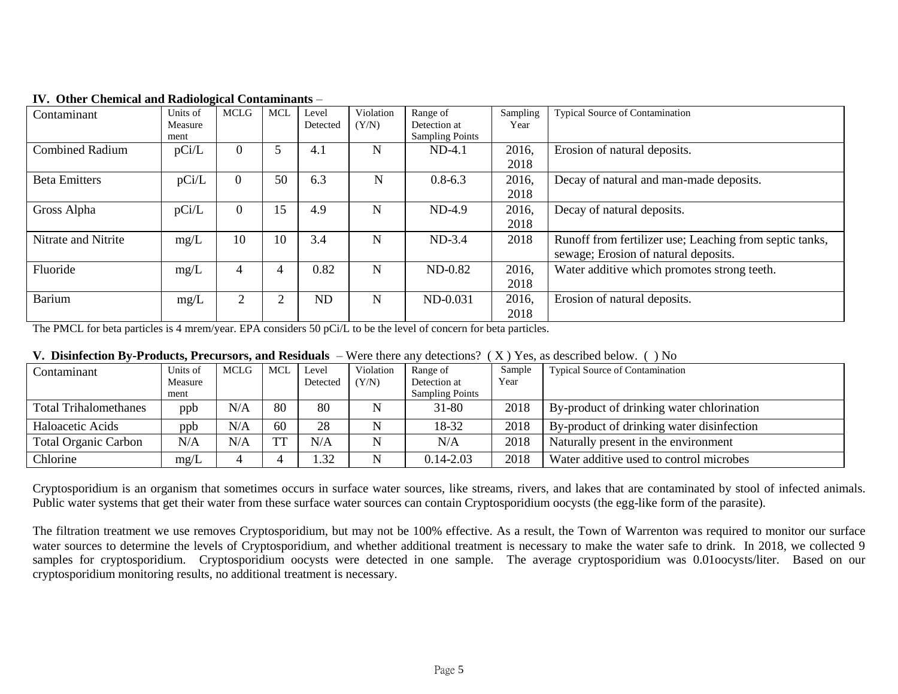**IV. Other Chemical and Radiological Contaminants** –

| Contaminant | Units of Measurement | MCLG | MCL | Level Detected | Violation (Y/N) | Range of Detection at Sampling Points | Sampling Year | Typical Source of Contamination |
|---|---|---|---|---|---|---|---|---|
| Combined Radium | pCi/L | 0 | 5 | 4.1 | N | ND-4.1 | 2016, 2018 | Erosion of natural deposits. |
| Beta Emitters | pCi/L | 0 | 50 | 6.3 | N | 0.8-6.3 | 2016, 2018 | Decay of natural and man-made deposits. |
| Gross Alpha | pCi/L | 0 | 15 | 4.9 | N | ND-4.9 | 2016, 2018 | Decay of natural deposits. |
| Nitrate and Nitrite | mg/L | 10 | 10 | 3.4 | N | ND-3.4 | 2018 | Runoff from fertilizer use; Leaching from septic tanks, sewage; Erosion of natural deposits. |
| Fluoride | mg/L | 4 | 4 | 0.82 | N | ND-0.82 | 2016, 2018 | Water additive which promotes strong teeth. |
| Barium | mg/L | 2 | 2 | ND | N | ND-0.031 | 2016, 2018 | Erosion of natural deposits. |

The PMCL for beta particles is 4 mrem/year. EPA considers 50 pCi/L to be the level of concern for beta particles.

**V. Disinfection By-Products, Precursors, and Residuals** – Were there any detections? ( X ) Yes, as described below. ( ) No

| Contaminant | Units of Measurement | MCLG | MCL | Level Detected | Violation (Y/N) | Range of Detection at Sampling Points | Sample Year | Typical Source of Contamination |
|---|---|---|---|---|---|---|---|---|
| Total Trihalomethanes | ppb | N/A | 80 | 80 | N | 31-80 | 2018 | By-product of drinking water chlorination |
| Haloacetic Acids | ppb | N/A | 60 | 28 | N | 18-32 | 2018 | By-product of drinking water disinfection |
| Total Organic Carbon | N/A | N/A | TT | N/A | N | N/A | 2018 | Naturally present in the environment |
| Chlorine | mg/L | 4 | 4 | 1.32 | N | 0.14-2.03 | 2018 | Water additive used to control microbes |

Cryptosporidium is an organism that sometimes occurs in surface water sources, like streams, rivers, and lakes that are contaminated by stool of infected animals. Public water systems that get their water from these surface water sources can contain Cryptosporidium oocysts (the egg-like form of the parasite).

The filtration treatment we use removes Cryptosporidium, but may not be 100% effective. As a result, the Town of Warrenton was required to monitor our surface water sources to determine the levels of Cryptosporidium, and whether additional treatment is necessary to make the water safe to drink. In 2018, we collected 9 samples for cryptosporidium. Cryptosporidium oocysts were detected in one sample. The average cryptosporidium was 0.01oocysts/liter. Based on our cryptosporidium monitoring results, no additional treatment is necessary.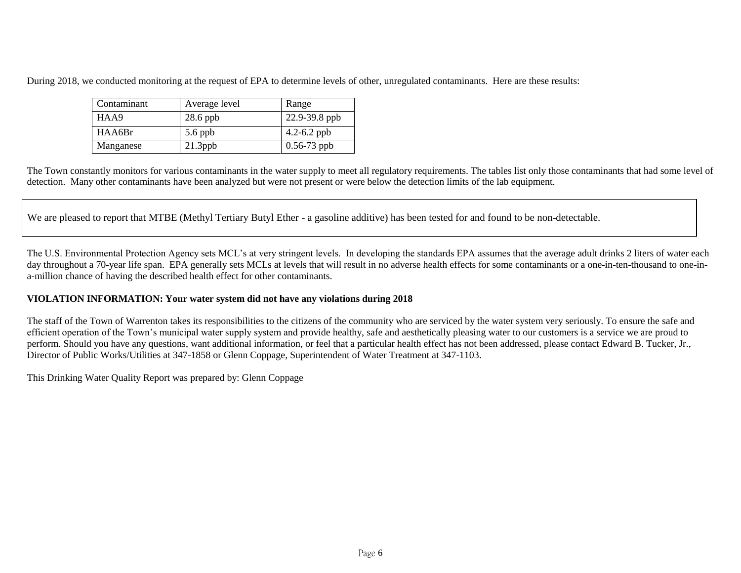During 2018, we conducted monitoring at the request of EPA to determine levels of other, unregulated contaminants. Here are these results:

| Contaminant | Average level | Range |
| --- | --- | --- |
| HAA9 | 28.6 ppb | 22.9-39.8 ppb |
| HAA6Br | 5.6 ppb | 4.2-6.2 ppb |
| Manganese | 21.3ppb | 0.56-73 ppb |

The Town constantly monitors for various contaminants in the water supply to meet all regulatory requirements. The tables list only those contaminants that had some level of detection. Many other contaminants have been analyzed but were not present or were below the detection limits of the lab equipment.

We are pleased to report that MTBE (Methyl Tertiary Butyl Ether - a gasoline additive) has been tested for and found to be non-detectable.

The U.S. Environmental Protection Agency sets MCL's at very stringent levels. In developing the standards EPA assumes that the average adult drinks 2 liters of water each day throughout a 70-year life span. EPA generally sets MCLs at levels that will result in no adverse health effects for some contaminants or a one-in-ten-thousand to one-in-a-million chance of having the described health effect for other contaminants.

**VIOLATION INFORMATION: Your water system did not have any violations during 2018**

The staff of the Town of Warrenton takes its responsibilities to the citizens of the community who are serviced by the water system very seriously. To ensure the safe and efficient operation of the Town's municipal water supply system and provide healthy, safe and aesthetically pleasing water to our customers is a service we are proud to perform. Should you have any questions, want additional information, or feel that a particular health effect has not been addressed, please contact Edward B. Tucker, Jr., Director of Public Works/Utilities at 347-1858 or Glenn Coppage, Superintendent of Water Treatment at 347-1103.

This Drinking Water Quality Report was prepared by: Glenn Coppage